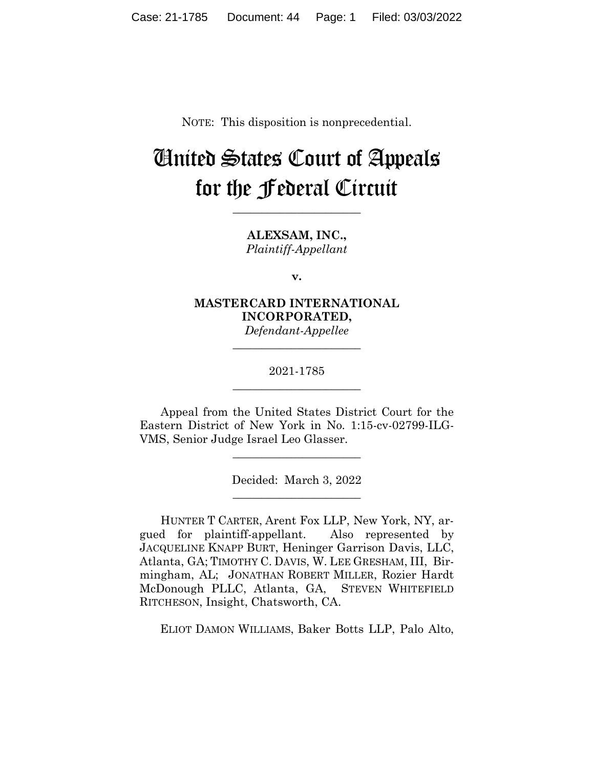NOTE: This disposition is nonprecedential.

# United States Court of Appeals for the Federal Circuit

---

**ALEXSAM, INC.,**
*Plaintiff-Appellant*

**v.**

**MASTERCARD INTERNATIONAL INCORPORATED,**
*Defendant-Appellee*

---

2021-1785

---

Appeal from the United States District Court for the Eastern District of New York in No. 1:15-cv-02799-ILG-VMS, Senior Judge Israel Leo Glasser.

---

Decided: March 3, 2022

---

HUNTER T CARTER, Arent Fox LLP, New York, NY, argued for plaintiff-appellant. Also represented by JACQUELINE KNAPP BURT, Heninger Garrison Davis, LLC, Atlanta, GA; TIMOTHY C. DAVIS, W. LEE GRESHAM, III, Birmingham, AL; JONATHAN ROBERT MILLER, Rozier Hardt McDonough PLLC, Atlanta, GA, STEVEN WHITEFIELD RITCHESON, Insight, Chatsworth, CA.

ELIOT DAMON WILLIAMS, Baker Botts LLP, Palo Alto,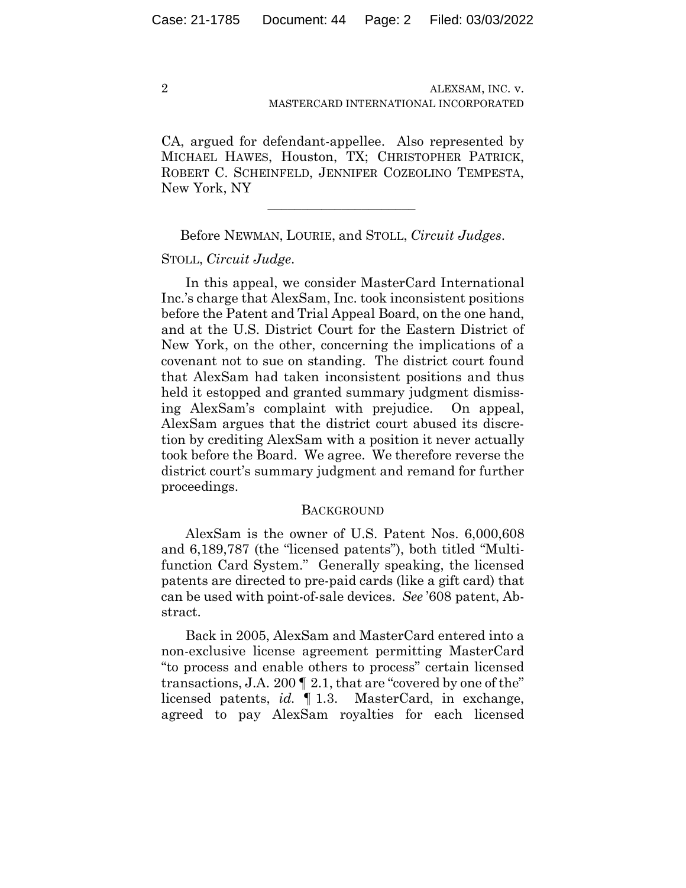CA, argued for defendant-appellee. Also represented by MICHAEL HAWES, Houston, TX; CHRISTOPHER PATRICK, ROBERT C. SCHEINFELD, JENNIFER COZEOLINO TEMPESTA, New York, NY

______________________

Before NEWMAN, LOURIE, and STOLL, *Circuit Judges*.

STOLL, *Circuit Judge*.

In this appeal, we consider MasterCard International Inc.'s charge that AlexSam, Inc. took inconsistent positions before the Patent and Trial Appeal Board, on the one hand, and at the U.S. District Court for the Eastern District of New York, on the other, concerning the implications of a covenant not to sue on standing. The district court found that AlexSam had taken inconsistent positions and thus held it estopped and granted summary judgment dismissing AlexSam's complaint with prejudice. On appeal, AlexSam argues that the district court abused its discretion by crediting AlexSam with a position it never actually took before the Board. We agree. We therefore reverse the district court's summary judgment and remand for further proceedings.

## BACKGROUND

AlexSam is the owner of U.S. Patent Nos. 6,000,608 and 6,189,787 (the "licensed patents"), both titled "Multifunction Card System." Generally speaking, the licensed patents are directed to pre-paid cards (like a gift card) that can be used with point-of-sale devices. *See* '608 patent, Abstract.

Back in 2005, AlexSam and MasterCard entered into a non-exclusive license agreement permitting MasterCard "to process and enable others to process" certain licensed transactions, J.A. 200 ¶ 2.1, that are "covered by one of the" licensed patents, *id.* ¶ 1.3. MasterCard, in exchange, agreed to pay AlexSam royalties for each licensed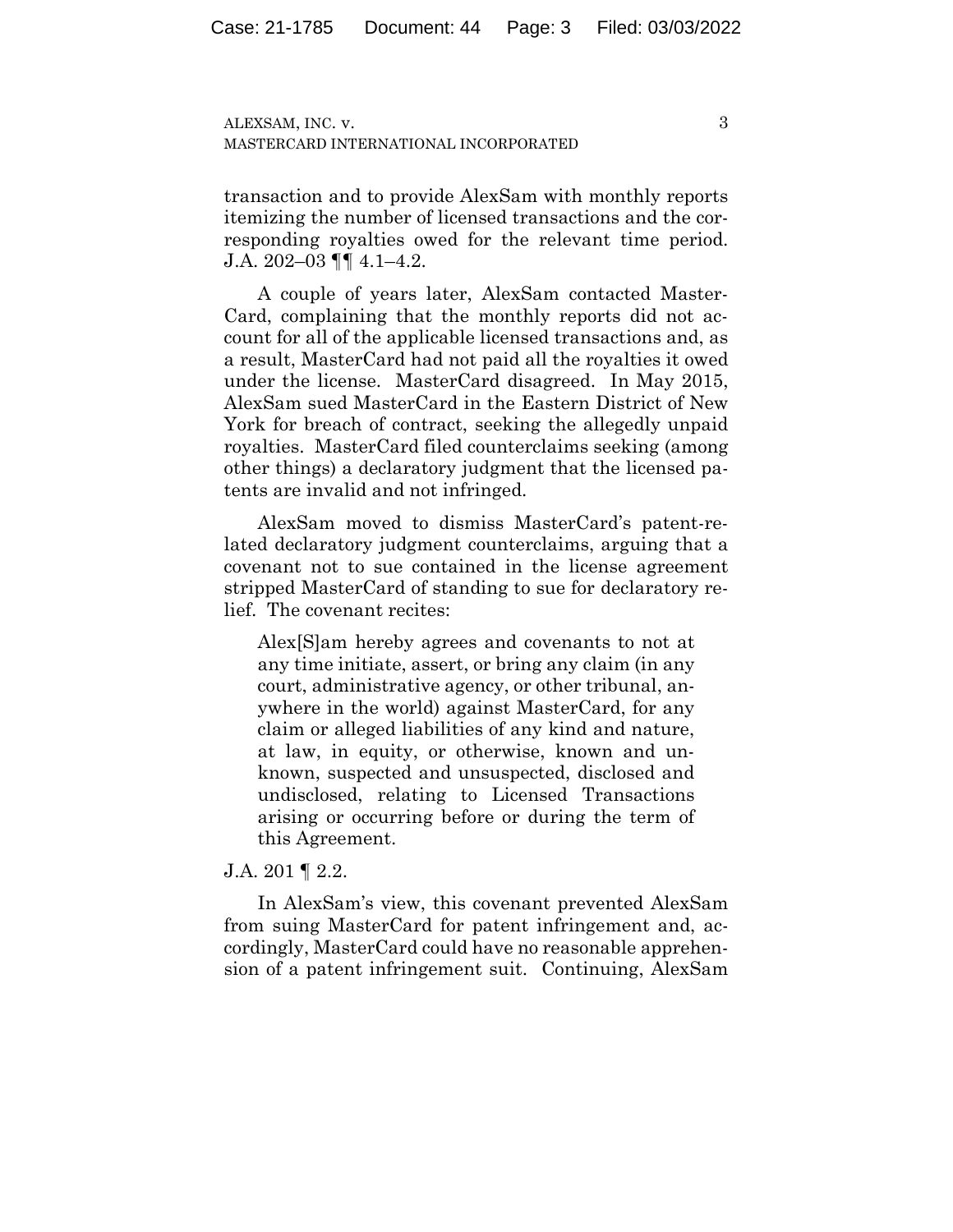transaction and to provide AlexSam with monthly reports itemizing the number of licensed transactions and the corresponding royalties owed for the relevant time period. J.A. 202–03 ¶¶ 4.1–4.2.

A couple of years later, AlexSam contacted MasterCard, complaining that the monthly reports did not account for all of the applicable licensed transactions and, as a result, MasterCard had not paid all the royalties it owed under the license. MasterCard disagreed. In May 2015, AlexSam sued MasterCard in the Eastern District of New York for breach of contract, seeking the allegedly unpaid royalties. MasterCard filed counterclaims seeking (among other things) a declaratory judgment that the licensed patents are invalid and not infringed.

AlexSam moved to dismiss MasterCard's patent-related declaratory judgment counterclaims, arguing that a covenant not to sue contained in the license agreement stripped MasterCard of standing to sue for declaratory relief. The covenant recites:

> Alex[S]am hereby agrees and covenants to not at any time initiate, assert, or bring any claim (in any court, administrative agency, or other tribunal, anywhere in the world) against MasterCard, for any claim or alleged liabilities of any kind and nature, at law, in equity, or otherwise, known and unknown, suspected and unsuspected, disclosed and undisclosed, relating to Licensed Transactions arising or occurring before or during the term of this Agreement.

J.A. 201 ¶ 2.2.

In AlexSam's view, this covenant prevented AlexSam from suing MasterCard for patent infringement and, accordingly, MasterCard could have no reasonable apprehension of a patent infringement suit. Continuing, AlexSam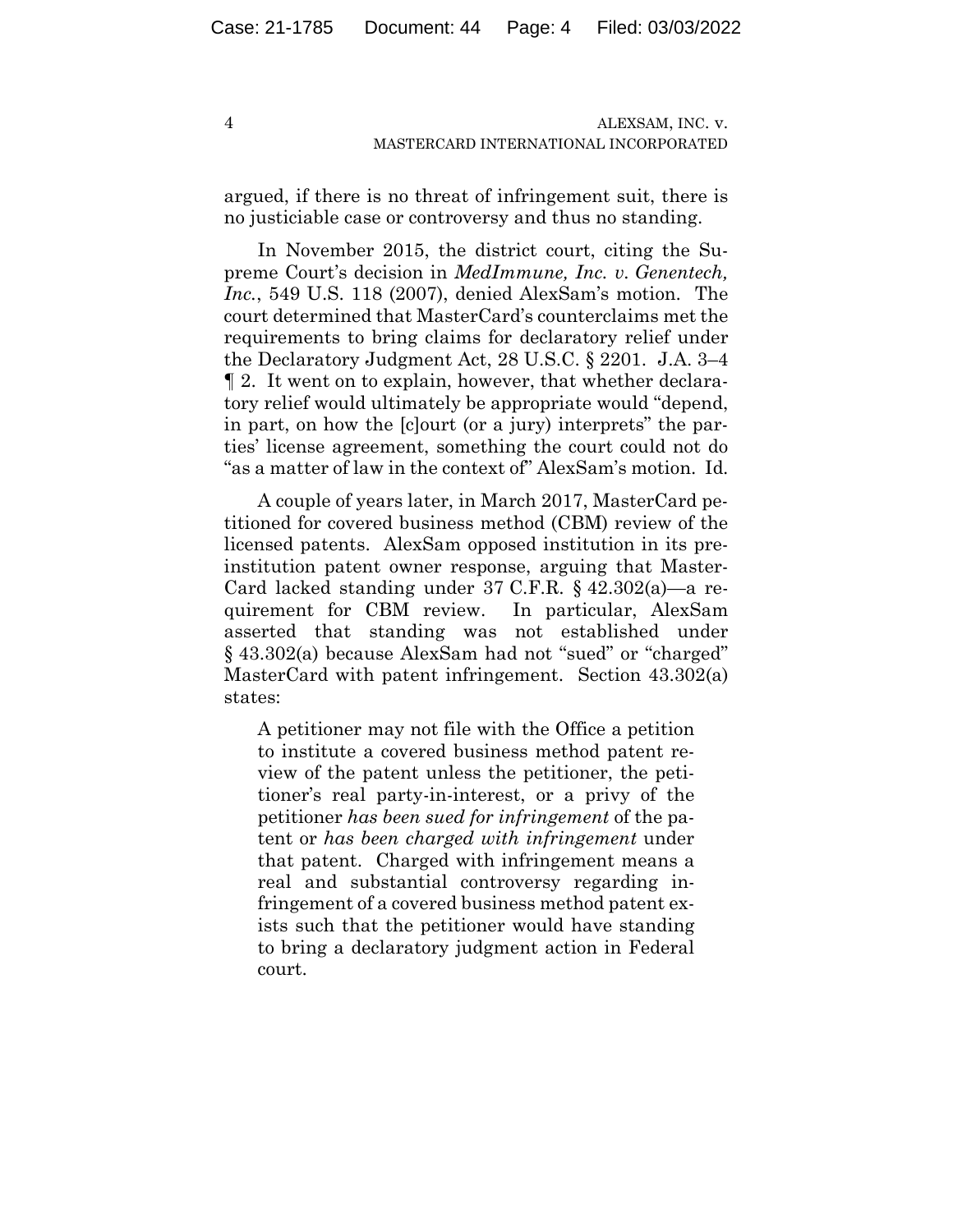argued, if there is no threat of infringement suit, there is no justiciable case or controversy and thus no standing.

In November 2015, the district court, citing the Supreme Court's decision in *MedImmune, Inc. v. Genentech, Inc.*, 549 U.S. 118 (2007), denied AlexSam's motion. The court determined that MasterCard's counterclaims met the requirements to bring claims for declaratory relief under the Declaratory Judgment Act, 28 U.S.C. § 2201. J.A. 3–4 ¶ 2. It went on to explain, however, that whether declaratory relief would ultimately be appropriate would "depend, in part, on how the [c]ourt (or a jury) interprets" the parties' license agreement, something the court could not do "as a matter of law in the context of" AlexSam's motion. Id.

A couple of years later, in March 2017, MasterCard petitioned for covered business method (CBM) review of the licensed patents. AlexSam opposed institution in its pre-institution patent owner response, arguing that MasterCard lacked standing under 37 C.F.R. § 42.302(a)—a requirement for CBM review. In particular, AlexSam asserted that standing was not established under § 43.302(a) because AlexSam had not "sued" or "charged" MasterCard with patent infringement. Section 43.302(a) states:

> A petitioner may not file with the Office a petition to institute a covered business method patent review of the patent unless the petitioner, the petitioner's real party-in-interest, or a privy of the petitioner *has been sued for infringement* of the patent or *has been charged with infringement* under that patent. Charged with infringement means a real and substantial controversy regarding infringement of a covered business method patent exists such that the petitioner would have standing to bring a declaratory judgment action in Federal court.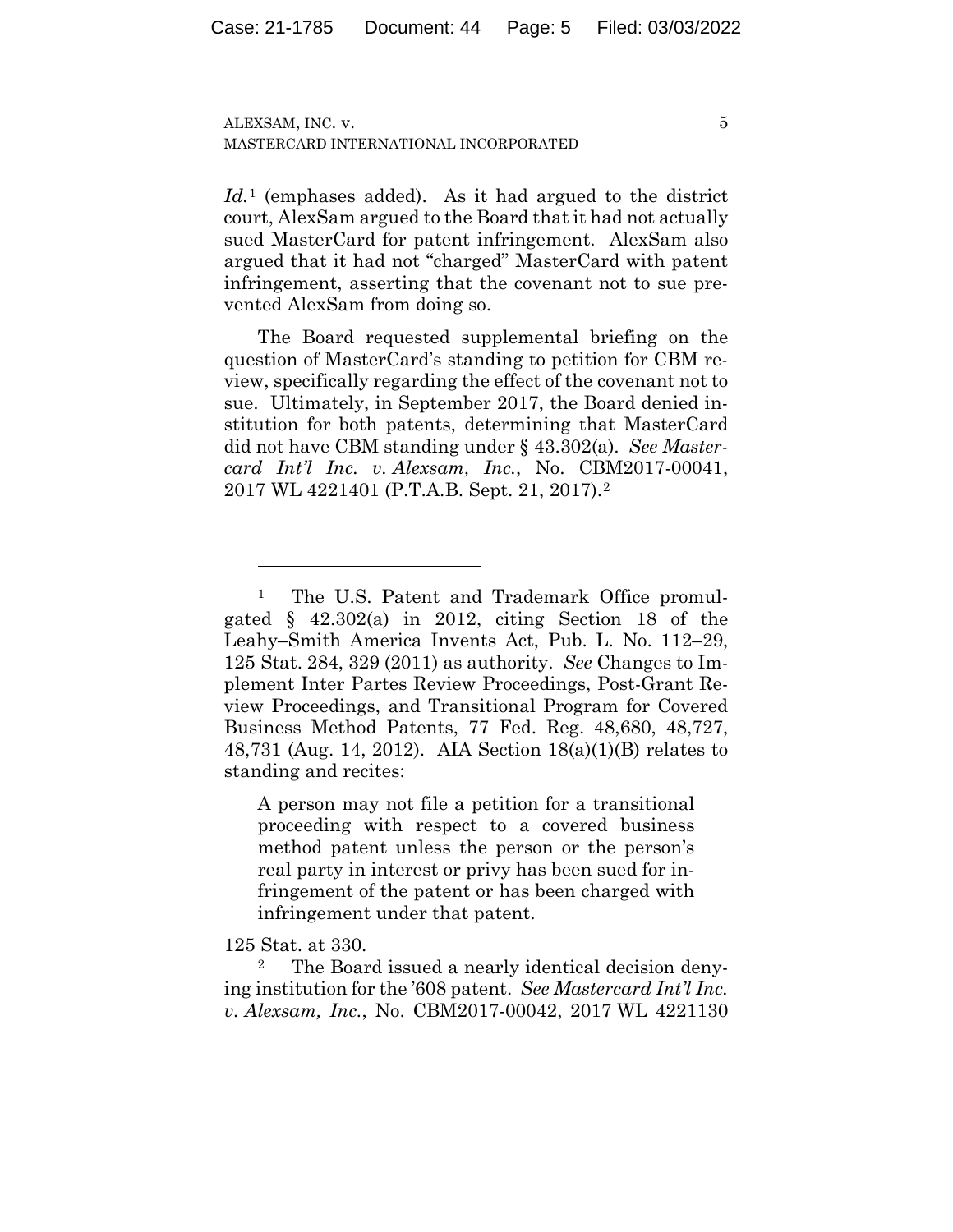*Id.*[1] (emphases added). As it had argued to the district court, AlexSam argued to the Board that it had not actually sued MasterCard for patent infringement. AlexSam also argued that it had not "charged" MasterCard with patent infringement, asserting that the covenant not to sue prevented AlexSam from doing so.

The Board requested supplemental briefing on the question of MasterCard's standing to petition for CBM review, specifically regarding the effect of the covenant not to sue. Ultimately, in September 2017, the Board denied institution for both patents, determining that MasterCard did not have CBM standing under § 43.302(a). *See Mastercard Int'l Inc. v. Alexsam, Inc.*, No. CBM2017-00041, 2017 WL 4221401 (P.T.A.B. Sept. 21, 2017).[2]

---

[1] The U.S. Patent and Trademark Office promulgated § 42.302(a) in 2012, citing Section 18 of the Leahy–Smith America Invents Act, Pub. L. No. 112–29, 125 Stat. 284, 329 (2011) as authority. *See* Changes to Implement Inter Partes Review Proceedings, Post-Grant Review Proceedings, and Transitional Program for Covered Business Method Patents, 77 Fed. Reg. 48,680, 48,727, 48,731 (Aug. 14, 2012). AIA Section 18(a)(1)(B) relates to standing and recites:

> A person may not file a petition for a transitional proceeding with respect to a covered business method patent unless the person or the person's real party in interest or privy has been sued for infringement of the patent or has been charged with infringement under that patent.

125 Stat. at 330.

[2] The Board issued a nearly identical decision denying institution for the '608 patent. *See Mastercard Int'l Inc. v. Alexsam, Inc.*, No. CBM2017-00042, 2017 WL 4221130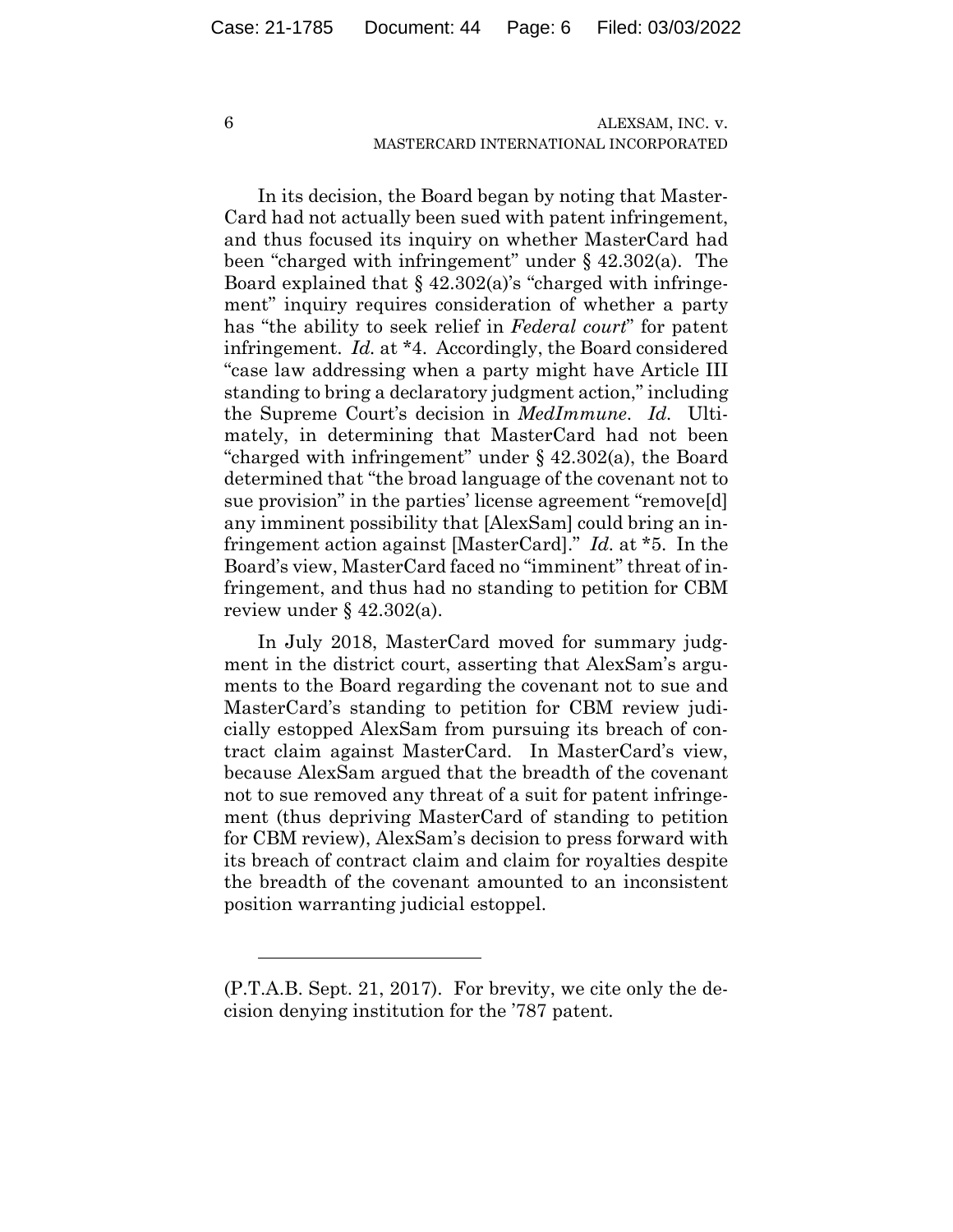In its decision, the Board began by noting that MasterCard had not actually been sued with patent infringement, and thus focused its inquiry on whether MasterCard had been "charged with infringement" under § 42.302(a). The Board explained that § 42.302(a)'s "charged with infringement" inquiry requires consideration of whether a party has "the ability to seek relief in *Federal court*" for patent infringement. *Id.* at *4. Accordingly, the Board considered "case law addressing when a party might have Article III standing to bring a declaratory judgment action," including the Supreme Court's decision in *MedImmune*. *Id.* Ultimately, in determining that MasterCard had not been "charged with infringement" under § 42.302(a), the Board determined that "the broad language of the covenant not to sue provision" in the parties' license agreement "remove[d] any imminent possibility that [AlexSam] could bring an infringement action against [MasterCard]." *Id.* at *5. In the Board's view, MasterCard faced no "imminent" threat of infringement, and thus had no standing to petition for CBM review under § 42.302(a).

In July 2018, MasterCard moved for summary judgment in the district court, asserting that AlexSam's arguments to the Board regarding the covenant not to sue and MasterCard's standing to petition for CBM review judicially estopped AlexSam from pursuing its breach of contract claim against MasterCard. In MasterCard's view, because AlexSam argued that the breadth of the covenant not to sue removed any threat of a suit for patent infringement (thus depriving MasterCard of standing to petition for CBM review), AlexSam's decision to press forward with its breach of contract claim and claim for royalties despite the breadth of the covenant amounted to an inconsistent position warranting judicial estoppel.

---

(P.T.A.B. Sept. 21, 2017). For brevity, we cite only the decision denying institution for the '787 patent.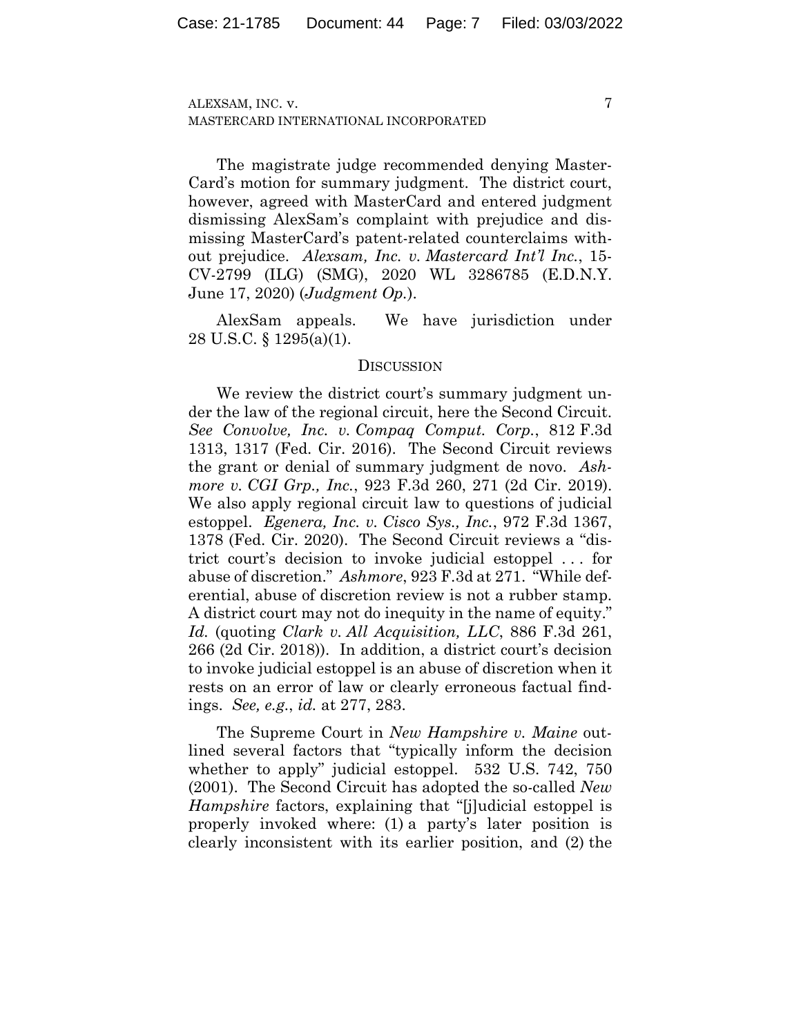The magistrate judge recommended denying MasterCard's motion for summary judgment. The district court, however, agreed with MasterCard and entered judgment dismissing AlexSam's complaint with prejudice and dismissing MasterCard's patent-related counterclaims without prejudice. *Alexsam, Inc. v. Mastercard Int'l Inc.*, 15-CV-2799 (ILG) (SMG), 2020 WL 3286785 (E.D.N.Y. June 17, 2020) (*Judgment Op.*).

AlexSam appeals. We have jurisdiction under 28 U.S.C. § 1295(a)(1).

## DISCUSSION

We review the district court's summary judgment under the law of the regional circuit, here the Second Circuit. *See Convolve, Inc. v. Compaq Comput. Corp.*, 812 F.3d 1313, 1317 (Fed. Cir. 2016). The Second Circuit reviews the grant or denial of summary judgment de novo. *Ashmore v. CGI Grp., Inc.*, 923 F.3d 260, 271 (2d Cir. 2019). We also apply regional circuit law to questions of judicial estoppel. *Egenera, Inc. v. Cisco Sys., Inc.*, 972 F.3d 1367, 1378 (Fed. Cir. 2020). The Second Circuit reviews a "district court's decision to invoke judicial estoppel . . . for abuse of discretion." *Ashmore*, 923 F.3d at 271. "While deferential, abuse of discretion review is not a rubber stamp. A district court may not do inequity in the name of equity." *Id.* (quoting *Clark v. All Acquisition, LLC*, 886 F.3d 261, 266 (2d Cir. 2018)). In addition, a district court's decision to invoke judicial estoppel is an abuse of discretion when it rests on an error of law or clearly erroneous factual findings. *See, e.g.*, *id.* at 277, 283.

The Supreme Court in *New Hampshire v. Maine* outlined several factors that "typically inform the decision whether to apply" judicial estoppel. 532 U.S. 742, 750 (2001). The Second Circuit has adopted the so-called *New Hampshire* factors, explaining that "[j]udicial estoppel is properly invoked where: (1) a party's later position is clearly inconsistent with its earlier position, and (2) the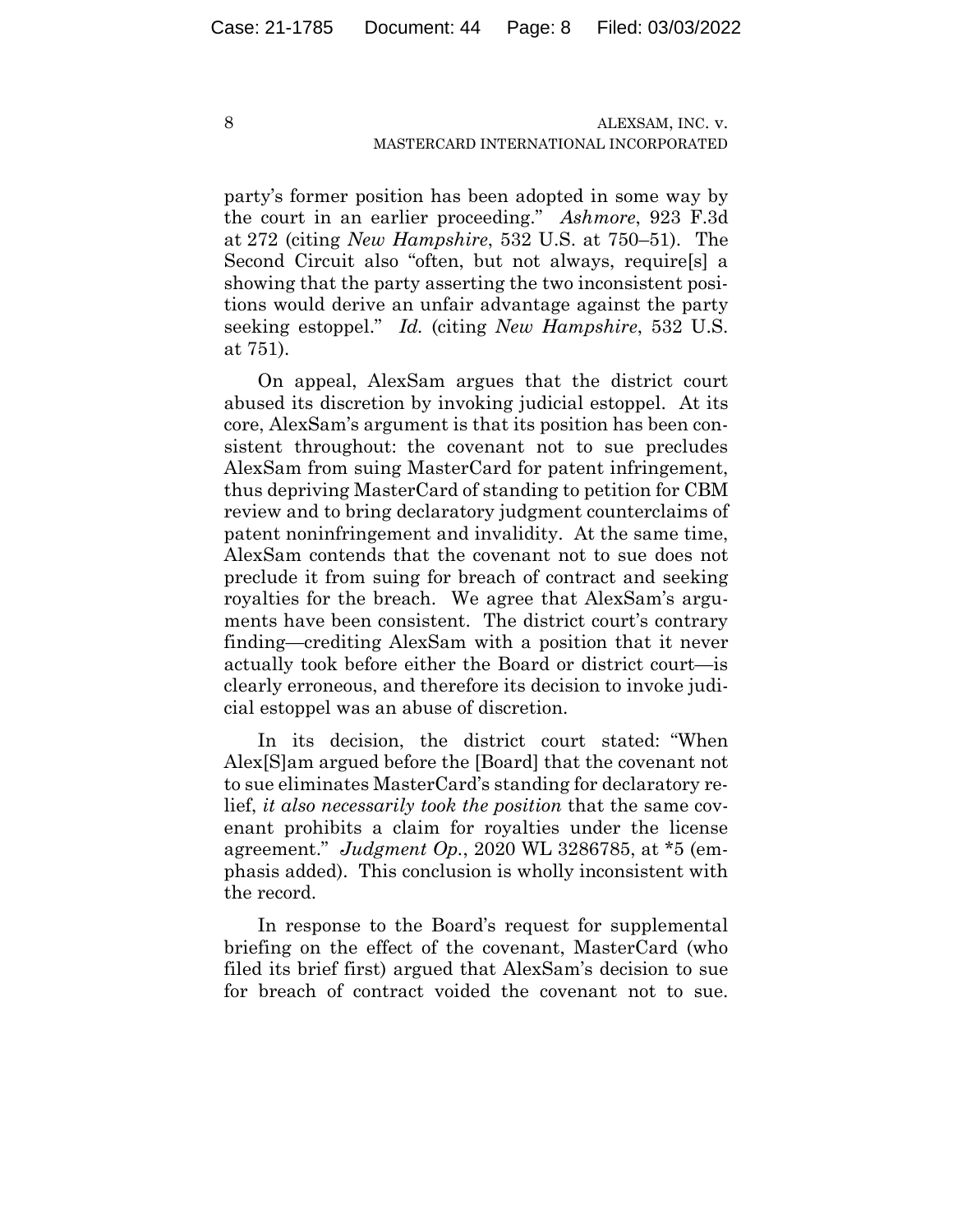party's former position has been adopted in some way by the court in an earlier proceeding." *Ashmore*, 923 F.3d at 272 (citing *New Hampshire*, 532 U.S. at 750–51). The Second Circuit also "often, but not always, require[s] a showing that the party asserting the two inconsistent positions would derive an unfair advantage against the party seeking estoppel." *Id.* (citing *New Hampshire*, 532 U.S. at 751).

On appeal, AlexSam argues that the district court abused its discretion by invoking judicial estoppel. At its core, AlexSam's argument is that its position has been consistent throughout: the covenant not to sue precludes AlexSam from suing MasterCard for patent infringement, thus depriving MasterCard of standing to petition for CBM review and to bring declaratory judgment counterclaims of patent noninfringement and invalidity. At the same time, AlexSam contends that the covenant not to sue does not preclude it from suing for breach of contract and seeking royalties for the breach. We agree that AlexSam's arguments have been consistent. The district court's contrary finding—crediting AlexSam with a position that it never actually took before either the Board or district court—is clearly erroneous, and therefore its decision to invoke judicial estoppel was an abuse of discretion.

In its decision, the district court stated: "When Alex[S]am argued before the [Board] that the covenant not to sue eliminates MasterCard's standing for declaratory relief, *it also necessarily took the position* that the same covenant prohibits a claim for royalties under the license agreement." *Judgment Op.*, 2020 WL 3286785, at \*5 (emphasis added). This conclusion is wholly inconsistent with the record.

In response to the Board's request for supplemental briefing on the effect of the covenant, MasterCard (who filed its brief first) argued that AlexSam's decision to sue for breach of contract voided the covenant not to sue.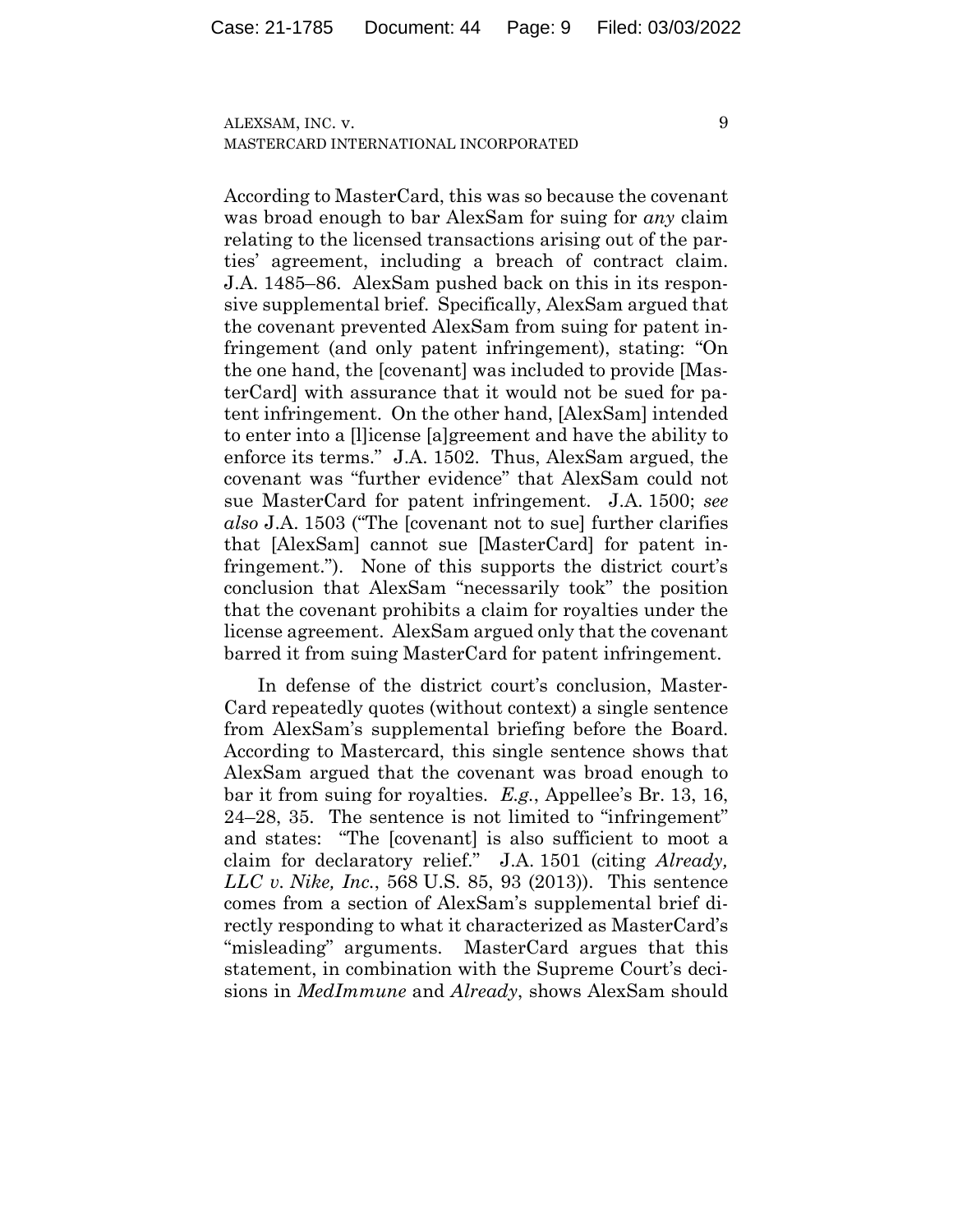According to MasterCard, this was so because the covenant was broad enough to bar AlexSam for suing for *any* claim relating to the licensed transactions arising out of the parties' agreement, including a breach of contract claim. J.A. 1485–86. AlexSam pushed back on this in its responsive supplemental brief. Specifically, AlexSam argued that the covenant prevented AlexSam from suing for patent infringement (and only patent infringement), stating: "On the one hand, the [covenant] was included to provide [MasterCard] with assurance that it would not be sued for patent infringement. On the other hand, [AlexSam] intended to enter into a [l]icense [a]greement and have the ability to enforce its terms." J.A. 1502. Thus, AlexSam argued, the covenant was "further evidence" that AlexSam could not sue MasterCard for patent infringement. J.A. 1500; *see also* J.A. 1503 ("The [covenant not to sue] further clarifies that [AlexSam] cannot sue [MasterCard] for patent infringement."). None of this supports the district court's conclusion that AlexSam "necessarily took" the position that the covenant prohibits a claim for royalties under the license agreement. AlexSam argued only that the covenant barred it from suing MasterCard for patent infringement.

In defense of the district court's conclusion, MasterCard repeatedly quotes (without context) a single sentence from AlexSam's supplemental briefing before the Board. According to Mastercard, this single sentence shows that AlexSam argued that the covenant was broad enough to bar it from suing for royalties. *E.g.*, Appellee's Br. 13, 16, 24–28, 35. The sentence is not limited to "infringement" and states: "The [covenant] is also sufficient to moot a claim for declaratory relief." J.A. 1501 (citing *Already, LLC v. Nike, Inc.*, 568 U.S. 85, 93 (2013)). This sentence comes from a section of AlexSam's supplemental brief directly responding to what it characterized as MasterCard's "misleading" arguments. MasterCard argues that this statement, in combination with the Supreme Court's decisions in *MedImmune* and *Already*, shows AlexSam should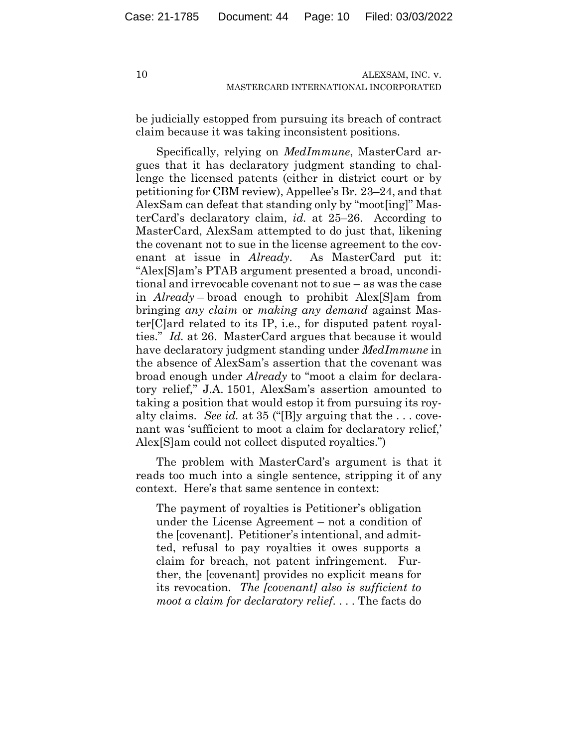be judicially estopped from pursuing its breach of contract claim because it was taking inconsistent positions.

Specifically, relying on *MedImmune*, MasterCard argues that it has declaratory judgment standing to challenge the licensed patents (either in district court or by petitioning for CBM review), Appellee's Br. 23–24, and that AlexSam can defeat that standing only by "moot[ing]" MasterCard's declaratory claim, *id.* at 25–26. According to MasterCard, AlexSam attempted to do just that, likening the covenant not to sue in the license agreement to the covenant at issue in *Already*. As MasterCard put it: "Alex[S]am's PTAB argument presented a broad, unconditional and irrevocable covenant not to sue – as was the case in *Already* – broad enough to prohibit Alex[S]am from bringing *any claim* or *making any demand* against Master[C]ard related to its IP, i.e., for disputed patent royalties." *Id.* at 26. MasterCard argues that because it would have declaratory judgment standing under *MedImmune* in the absence of AlexSam's assertion that the covenant was broad enough under *Already* to "moot a claim for declaratory relief," J.A. 1501, AlexSam's assertion amounted to taking a position that would estop it from pursuing its royalty claims. *See id.* at 35 ("[B]y arguing that the . . . covenant was 'sufficient to moot a claim for declaratory relief,' Alex[S]am could not collect disputed royalties.")

The problem with MasterCard's argument is that it reads too much into a single sentence, stripping it of any context. Here's that same sentence in context:

> The payment of royalties is Petitioner's obligation under the License Agreement – not a condition of the [covenant]. Petitioner's intentional, and admitted, refusal to pay royalties it owes supports a claim for breach, not patent infringement. Further, the [covenant] provides no explicit means for its revocation. *The [covenant] also is sufficient to moot a claim for declaratory relief*. . . . The facts do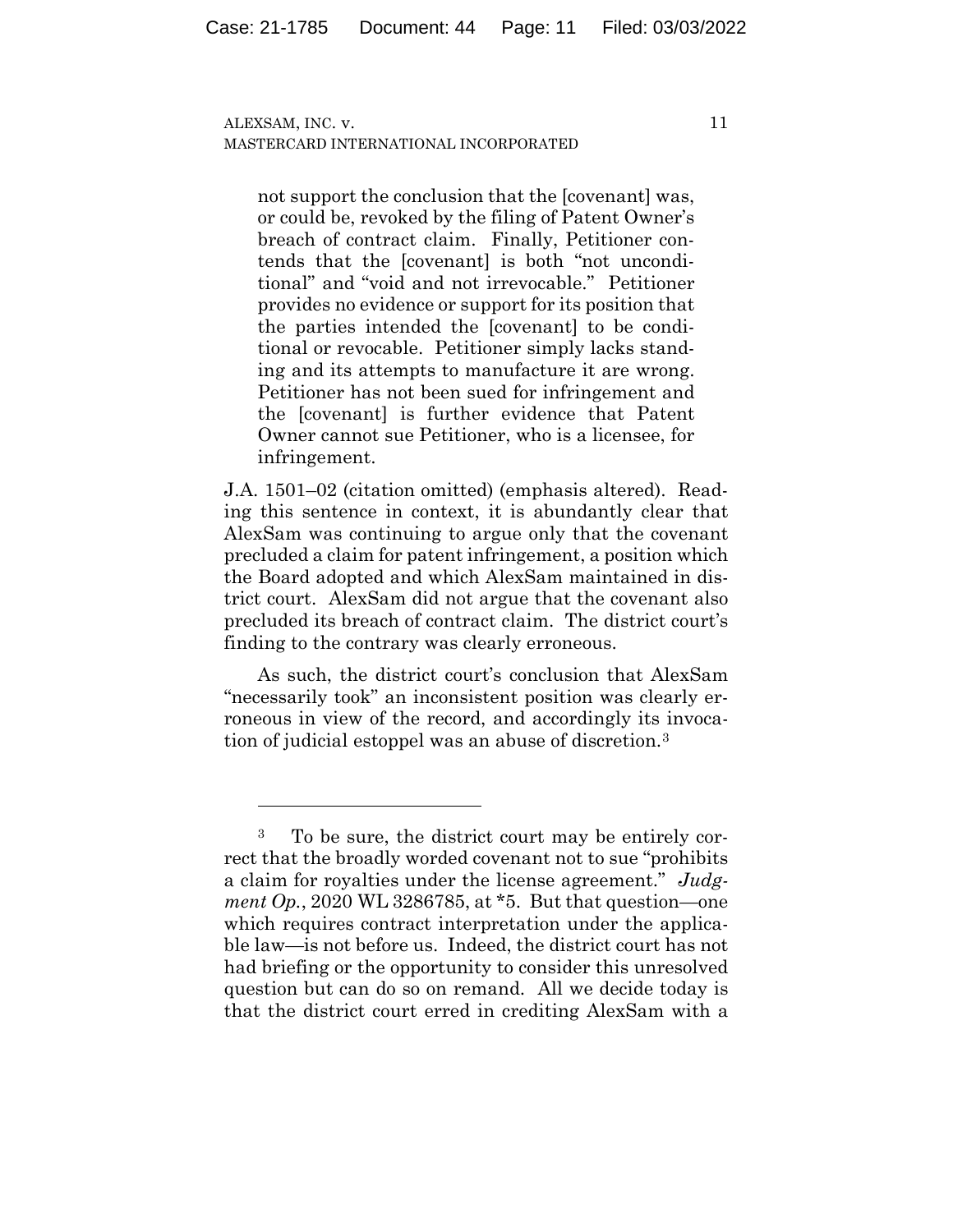> not support the conclusion that the [covenant] was, or could be, revoked by the filing of Patent Owner's breach of contract claim. Finally, Petitioner contends that the [covenant] is both "not unconditional" and "void and not irrevocable." Petitioner provides no evidence or support for its position that the parties intended the [covenant] to be conditional or revocable. Petitioner simply lacks standing and its attempts to manufacture it are wrong. Petitioner has not been sued for infringement and the [covenant] is further evidence that Patent Owner cannot sue Petitioner, who is a licensee, for infringement.

J.A. 1501–02 (citation omitted) (emphasis altered). Reading this sentence in context, it is abundantly clear that AlexSam was continuing to argue only that the covenant precluded a claim for patent infringement, a position which the Board adopted and which AlexSam maintained in district court. AlexSam did not argue that the covenant also precluded its breach of contract claim. The district court's finding to the contrary was clearly erroneous.

As such, the district court's conclusion that AlexSam "necessarily took" an inconsistent position was clearly erroneous in view of the record, and accordingly its invocation of judicial estoppel was an abuse of discretion.[3]

---

[3] To be sure, the district court may be entirely correct that the broadly worded covenant not to sue "prohibits a claim for royalties under the license agreement." *Judgment Op.*, 2020 WL 3286785, at *5. But that question—one which requires contract interpretation under the applicable law—is not before us. Indeed, the district court has not had briefing or the opportunity to consider this unresolved question but can do so on remand. All we decide today is that the district court erred in crediting AlexSam with a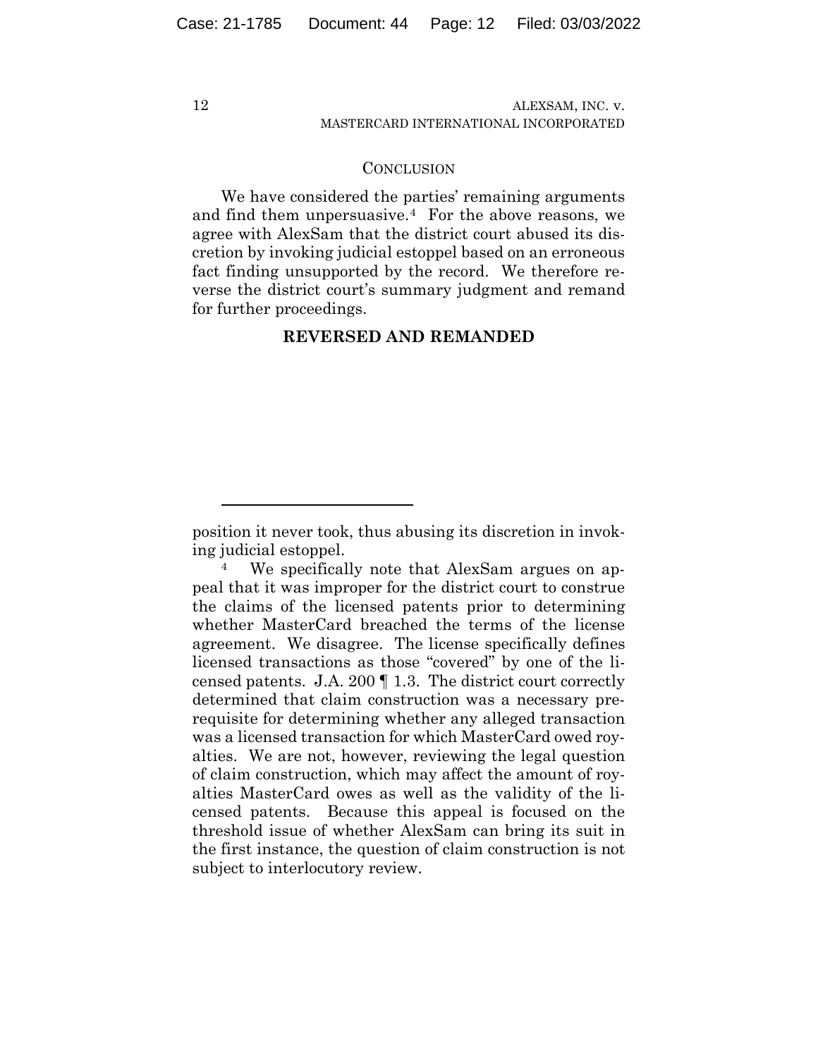## CONCLUSION

We have considered the parties' remaining arguments and find them unpersuasive.[4] For the above reasons, we agree with AlexSam that the district court abused its discretion by invoking judicial estoppel based on an erroneous fact finding unsupported by the record. We therefore reverse the district court's summary judgment and remand for further proceedings.

**REVERSED AND REMANDED**

---

position it never took, thus abusing its discretion in invoking judicial estoppel.

[4] We specifically note that AlexSam argues on appeal that it was improper for the district court to construe the claims of the licensed patents prior to determining whether MasterCard breached the terms of the license agreement. We disagree. The license specifically defines licensed transactions as those "covered" by one of the licensed patents. J.A. 200 ¶ 1.3. The district court correctly determined that claim construction was a necessary prerequisite for determining whether any alleged transaction was a licensed transaction for which MasterCard owed royalties. We are not, however, reviewing the legal question of claim construction, which may affect the amount of royalties MasterCard owes as well as the validity of the licensed patents. Because this appeal is focused on the threshold issue of whether AlexSam can bring its suit in the first instance, the question of claim construction is not subject to interlocutory review.